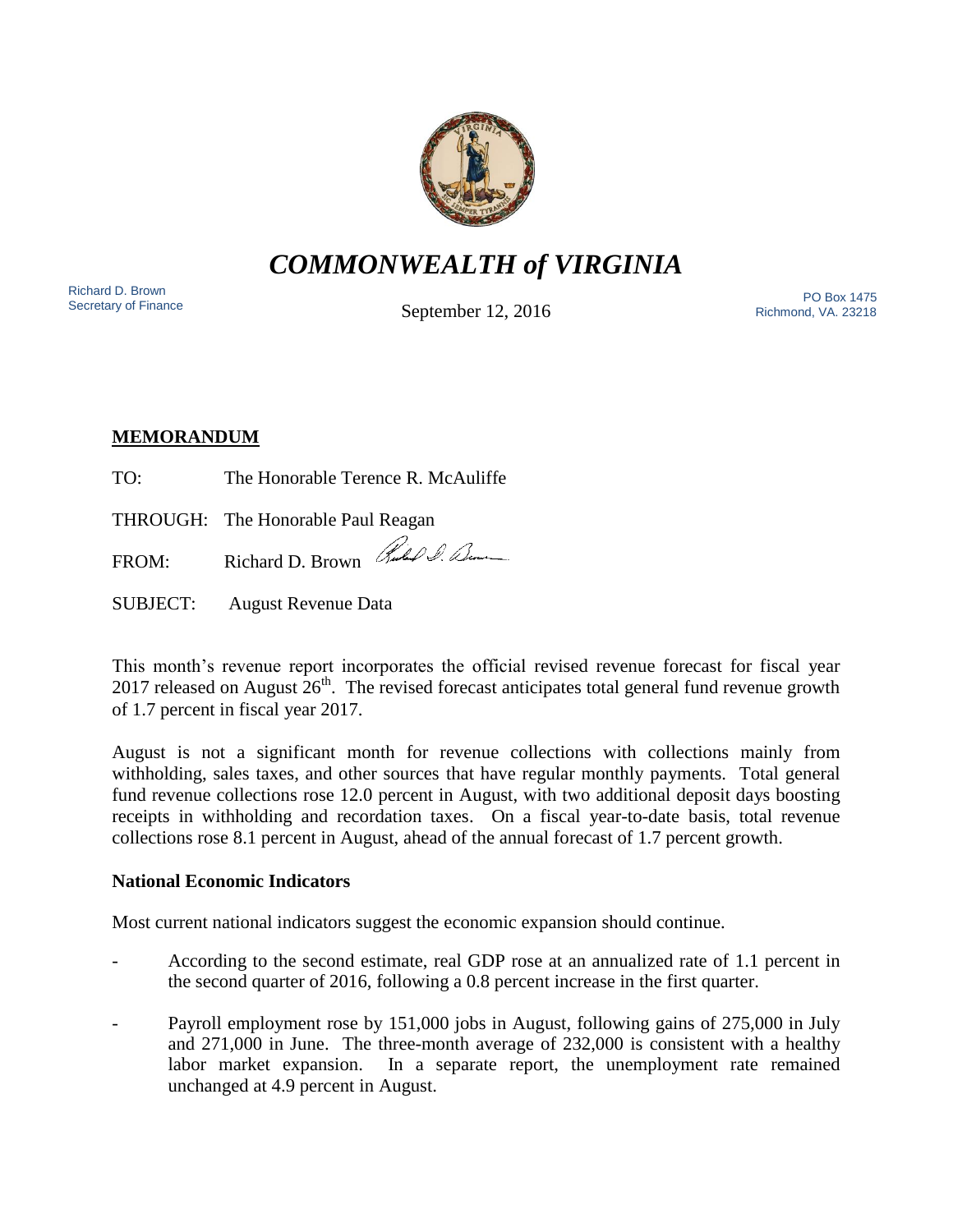# *COMMONWEALTH of VIRGINIA*

Richard D. Brown
Secretary of Finance

September 12, 2016

PO Box 1475
Richmond, VA. 23218

**MEMORANDUM**

TO: The Honorable Terence R. McAuliffe

THROUGH: The Honorable Paul Reagan

FROM: Richard D. Brown

SUBJECT: August Revenue Data

This month's revenue report incorporates the official revised revenue forecast for fiscal year 2017 released on August 26th. The revised forecast anticipates total general fund revenue growth of 1.7 percent in fiscal year 2017.

August is not a significant month for revenue collections with collections mainly from withholding, sales taxes, and other sources that have regular monthly payments. Total general fund revenue collections rose 12.0 percent in August, with two additional deposit days boosting receipts in withholding and recordation taxes. On a fiscal year-to-date basis, total revenue collections rose 8.1 percent in August, ahead of the annual forecast of 1.7 percent growth.

**National Economic Indicators**

Most current national indicators suggest the economic expansion should continue.

- According to the second estimate, real GDP rose at an annualized rate of 1.1 percent in the second quarter of 2016, following a 0.8 percent increase in the first quarter.
- Payroll employment rose by 151,000 jobs in August, following gains of 275,000 in July and 271,000 in June. The three-month average of 232,000 is consistent with a healthy labor market expansion. In a separate report, the unemployment rate remained unchanged at 4.9 percent in August.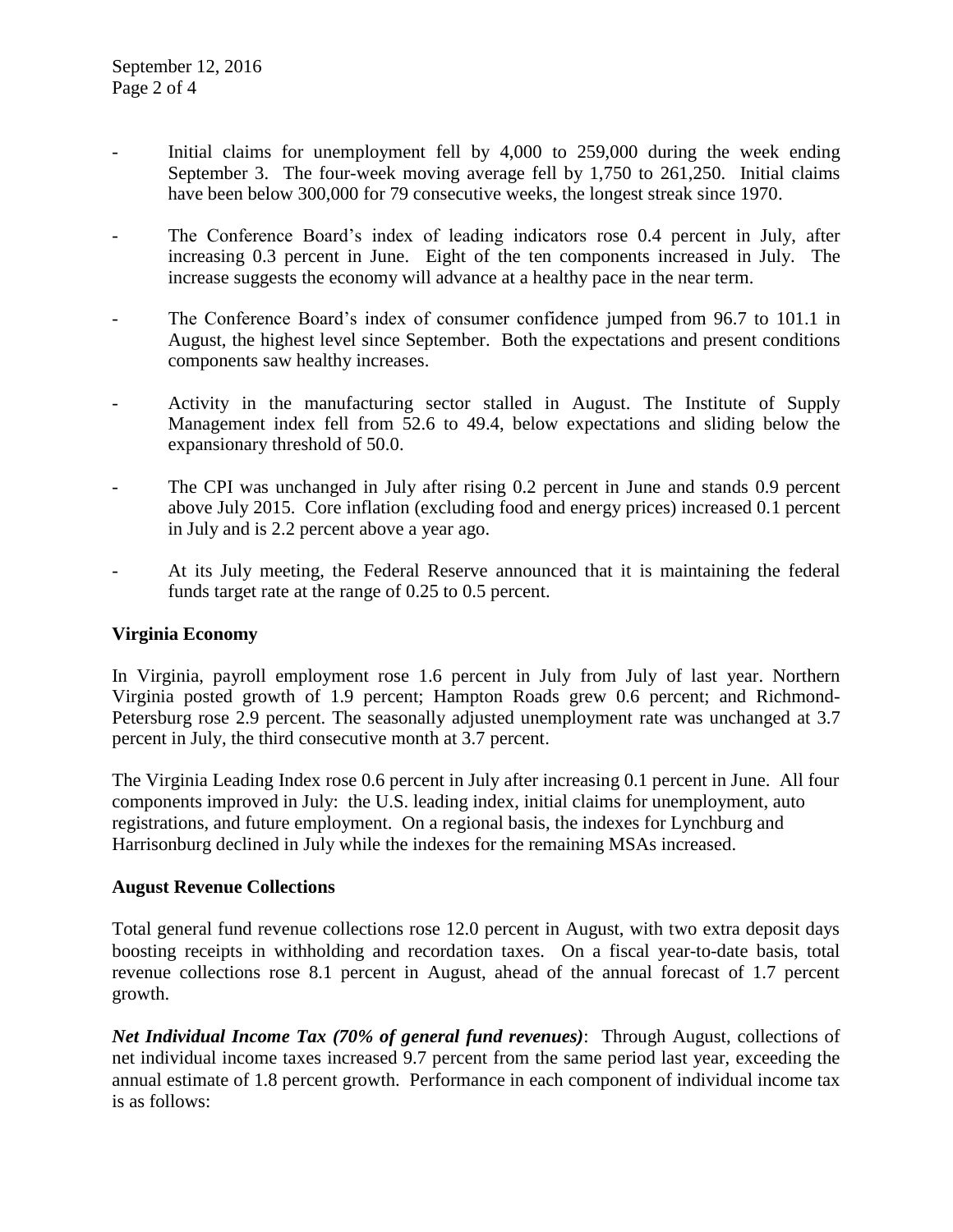- Initial claims for unemployment fell by 4,000 to 259,000 during the week ending September 3. The four-week moving average fell by 1,750 to 261,250. Initial claims have been below 300,000 for 79 consecutive weeks, the longest streak since 1970.

- The Conference Board's index of leading indicators rose 0.4 percent in July, after increasing 0.3 percent in June. Eight of the ten components increased in July. The increase suggests the economy will advance at a healthy pace in the near term.

- The Conference Board's index of consumer confidence jumped from 96.7 to 101.1 in August, the highest level since September. Both the expectations and present conditions components saw healthy increases.

- Activity in the manufacturing sector stalled in August. The Institute of Supply Management index fell from 52.6 to 49.4, below expectations and sliding below the expansionary threshold of 50.0.

- The CPI was unchanged in July after rising 0.2 percent in June and stands 0.9 percent above July 2015. Core inflation (excluding food and energy prices) increased 0.1 percent in July and is 2.2 percent above a year ago.

- At its July meeting, the Federal Reserve announced that it is maintaining the federal funds target rate at the range of 0.25 to 0.5 percent.

**Virginia Economy**

In Virginia, payroll employment rose 1.6 percent in July from July of last year. Northern Virginia posted growth of 1.9 percent; Hampton Roads grew 0.6 percent; and Richmond-Petersburg rose 2.9 percent. The seasonally adjusted unemployment rate was unchanged at 3.7 percent in July, the third consecutive month at 3.7 percent.

The Virginia Leading Index rose 0.6 percent in July after increasing 0.1 percent in June. All four components improved in July: the U.S. leading index, initial claims for unemployment, auto registrations, and future employment. On a regional basis, the indexes for Lynchburg and Harrisonburg declined in July while the indexes for the remaining MSAs increased.

**August Revenue Collections**

Total general fund revenue collections rose 12.0 percent in August, with two extra deposit days boosting receipts in withholding and recordation taxes. On a fiscal year-to-date basis, total revenue collections rose 8.1 percent in August, ahead of the annual forecast of 1.7 percent growth.

***Net Individual Income Tax (70% of general fund revenues)***: Through August, collections of net individual income taxes increased 9.7 percent from the same period last year, exceeding the annual estimate of 1.8 percent growth. Performance in each component of individual income tax is as follows: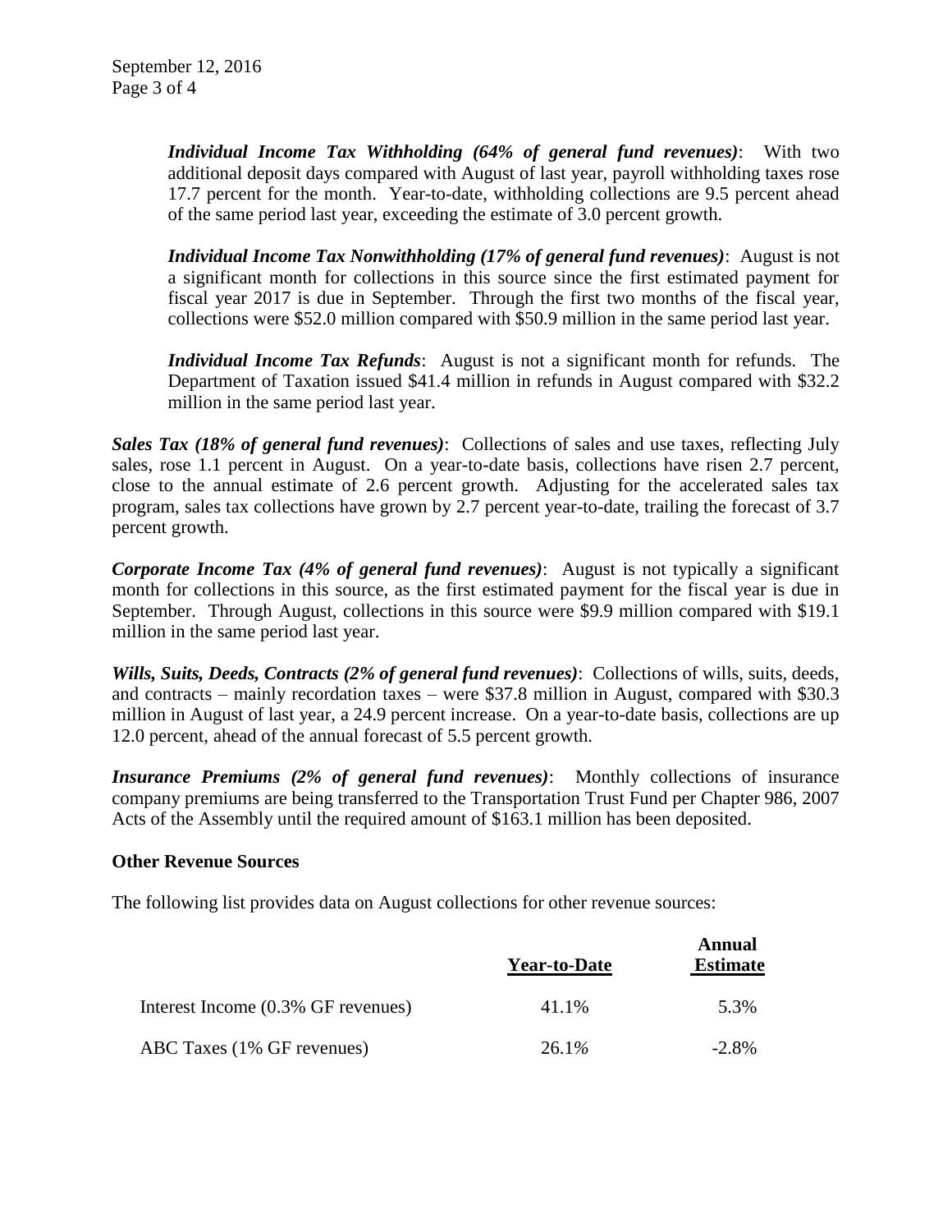***Individual Income Tax Withholding (64% of general fund revenues)***: With two additional deposit days compared with August of last year, payroll withholding taxes rose 17.7 percent for the month. Year-to-date, withholding collections are 9.5 percent ahead of the same period last year, exceeding the estimate of 3.0 percent growth.

***Individual Income Tax Nonwithholding (17% of general fund revenues)***: August is not a significant month for collections in this source since the first estimated payment for fiscal year 2017 is due in September. Through the first two months of the fiscal year, collections were $52.0 million compared with $50.9 million in the same period last year.

***Individual Income Tax Refunds***: August is not a significant month for refunds. The Department of Taxation issued $41.4 million in refunds in August compared with $32.2 million in the same period last year.

***Sales Tax (18% of general fund revenues)***: Collections of sales and use taxes, reflecting July sales, rose 1.1 percent in August. On a year-to-date basis, collections have risen 2.7 percent, close to the annual estimate of 2.6 percent growth. Adjusting for the accelerated sales tax program, sales tax collections have grown by 2.7 percent year-to-date, trailing the forecast of 3.7 percent growth.

***Corporate Income Tax (4% of general fund revenues)***: August is not typically a significant month for collections in this source, as the first estimated payment for the fiscal year is due in September. Through August, collections in this source were $9.9 million compared with $19.1 million in the same period last year.

***Wills, Suits, Deeds, Contracts (2% of general fund revenues)***: Collections of wills, suits, deeds, and contracts – mainly recordation taxes – were $37.8 million in August, compared with $30.3 million in August of last year, a 24.9 percent increase. On a year-to-date basis, collections are up 12.0 percent, ahead of the annual forecast of 5.5 percent growth.

***Insurance Premiums (2% of general fund revenues)***: Monthly collections of insurance company premiums are being transferred to the Transportation Trust Fund per Chapter 986, 2007 Acts of the Assembly until the required amount of $163.1 million has been deposited.

**Other Revenue Sources**

The following list provides data on August collections for other revenue sources:

| | Year-to-Date | Annual Estimate |
|---|---|---|
| Interest Income (0.3% GF revenues) | 41.1% | 5.3% |
| ABC Taxes (1% GF revenues) | 26.1% | -2.8% |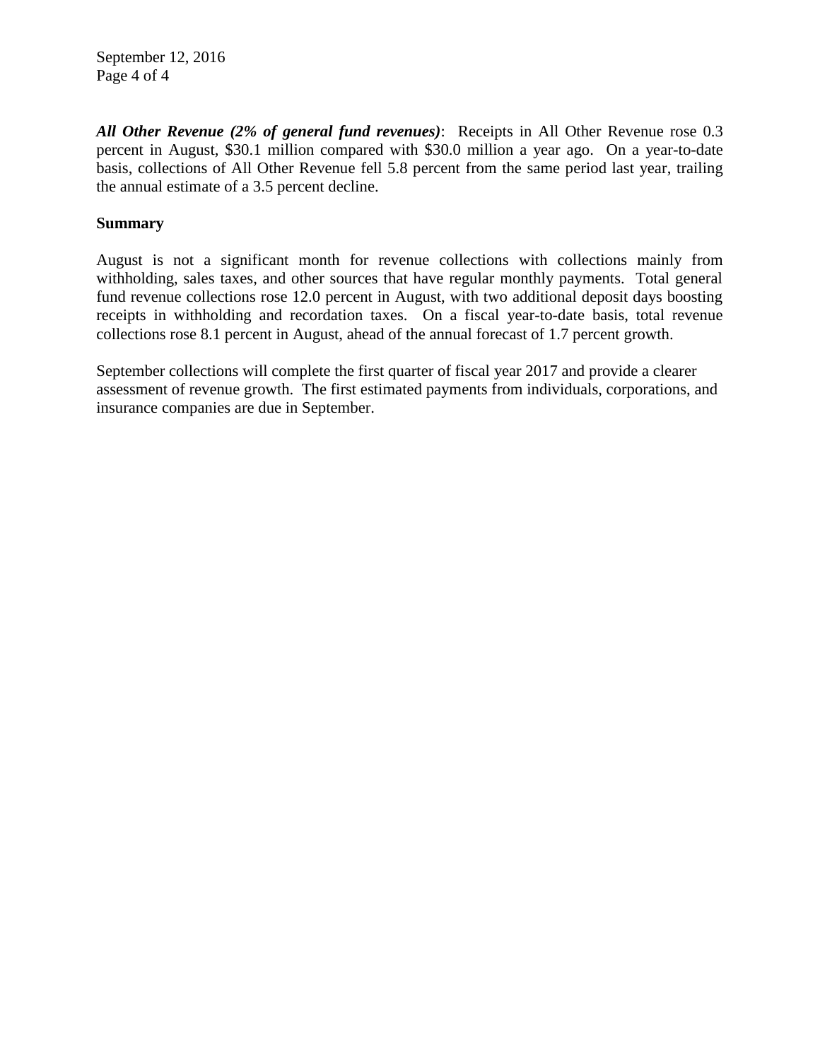***All Other Revenue (2% of general fund revenues)***: Receipts in All Other Revenue rose 0.3 percent in August, $30.1 million compared with $30.0 million a year ago. On a year-to-date basis, collections of All Other Revenue fell 5.8 percent from the same period last year, trailing the annual estimate of a 3.5 percent decline.

**Summary**

August is not a significant month for revenue collections with collections mainly from withholding, sales taxes, and other sources that have regular monthly payments. Total general fund revenue collections rose 12.0 percent in August, with two additional deposit days boosting receipts in withholding and recordation taxes. On a fiscal year-to-date basis, total revenue collections rose 8.1 percent in August, ahead of the annual forecast of 1.7 percent growth.

September collections will complete the first quarter of fiscal year 2017 and provide a clearer assessment of revenue growth. The first estimated payments from individuals, corporations, and insurance companies are due in September.